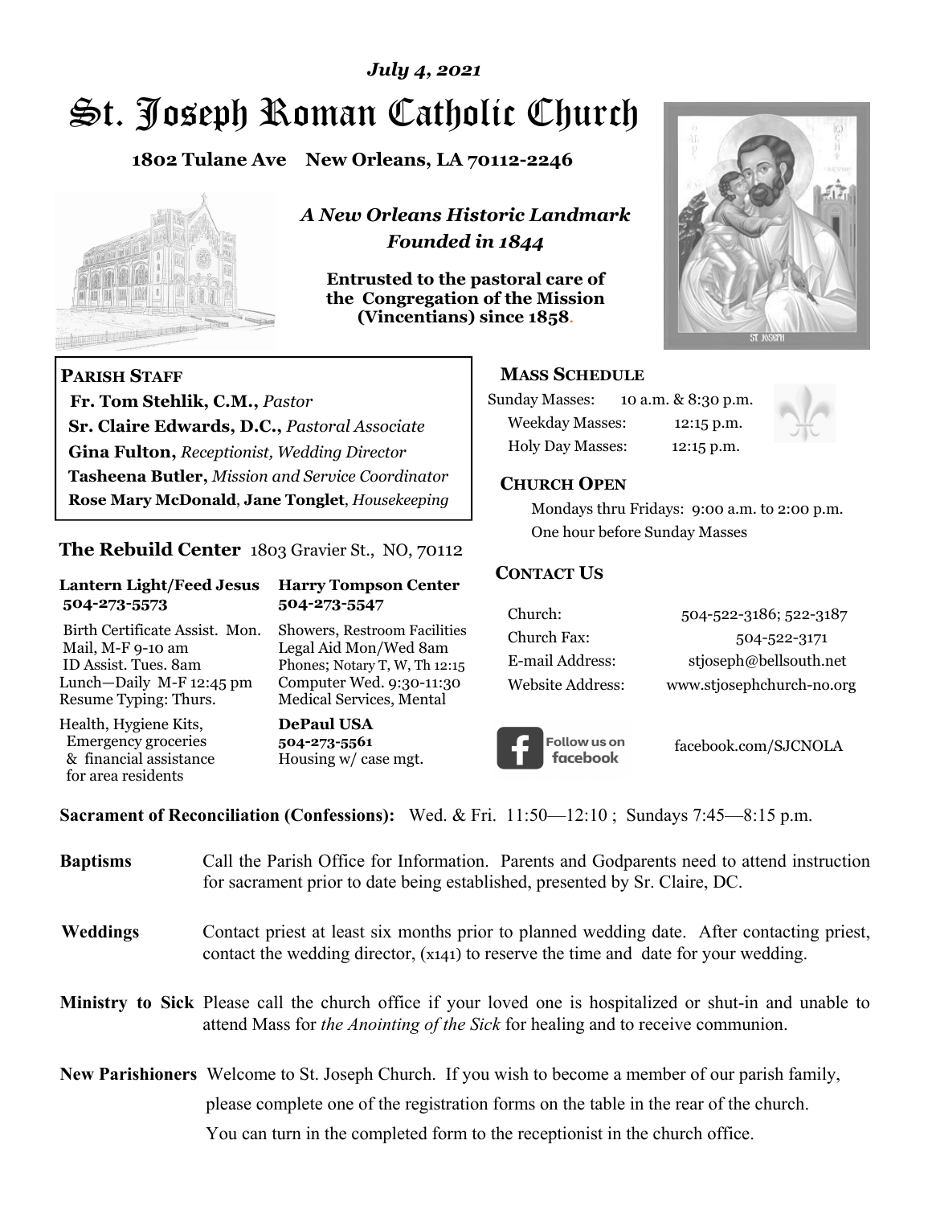*July 4, 2021*

# St. Joseph Roman Catholic Church

**1802 Tulane Ave New Orleans, LA 70112-2246**

***A New Orleans Historic Landmark***
***Founded in 1844***

**Entrusted to the pastoral care of the Congregation of the Mission (Vincentians) since 1858.**

**PARISH STAFF**

**Fr. Tom Stehlik, C.M.,** *Pastor*
**Sr. Claire Edwards, D.C.,** *Pastoral Associate*
**Gina Fulton,** *Receptionist, Wedding Director*
**Tasheena Butler,** *Mission and Service Coordinator*
**Rose Mary McDonald**, **Jane Tonglet**, *Housekeeping*

**The Rebuild Center** 1803 Gravier St., NO, 70112

| **Lantern Light/Feed Jesus 504-273-5573** | **Harry Tompson Center 504-273-5547** |
|---|---|
| Birth Certificate Assist. Mon. Mail, M-F 9-10 am ID Assist. Tues. 8am Lunch—Daily M-F 12:45 pm Resume Typing: Thurs. | Showers, Restroom Facilities Legal Aid Mon/Wed 8am Phones; Notary T, W, Th 12:15 Computer Wed. 9:30-11:30 Medical Services, Mental |
| Health, Hygiene Kits, Emergency groceries & financial assistance for area residents | **DePaul USA 504-273-5561** Housing w/ case mgt. |

**MASS SCHEDULE**

Sunday Masses: 10 a.m. & 8:30 p.m.
Weekday Masses: 12:15 p.m.
Holy Day Masses: 12:15 p.m.

**CHURCH OPEN**

Mondays thru Fridays: 9:00 a.m. to 2:00 p.m.
One hour before Sunday Masses

**CONTACT US**

| | |
|---|---|
| Church: | 504-522-3186; 522-3187 |
| Church Fax: | 504-522-3171 |
| E-mail Address: | stjoseph@bellsouth.net |
| Website Address: | www.stjosephchurch-no.org |

Follow us on facebook — facebook.com/SJCNOLA

**Sacrament of Reconciliation (Confessions):** Wed. & Fri. 11:50—12:10 ; Sundays 7:45—8:15 p.m.

**Baptisms** Call the Parish Office for Information. Parents and Godparents need to attend instruction for sacrament prior to date being established, presented by Sr. Claire, DC.

**Weddings** Contact priest at least six months prior to planned wedding date. After contacting priest, contact the wedding director, (x141) to reserve the time and date for your wedding.

**Ministry to Sick** Please call the church office if your loved one is hospitalized or shut-in and unable to attend Mass for *the Anointing of the Sick* for healing and to receive communion.

**New Parishioners** Welcome to St. Joseph Church. If you wish to become a member of our parish family, please complete one of the registration forms on the table in the rear of the church. You can turn in the completed form to the receptionist in the church office.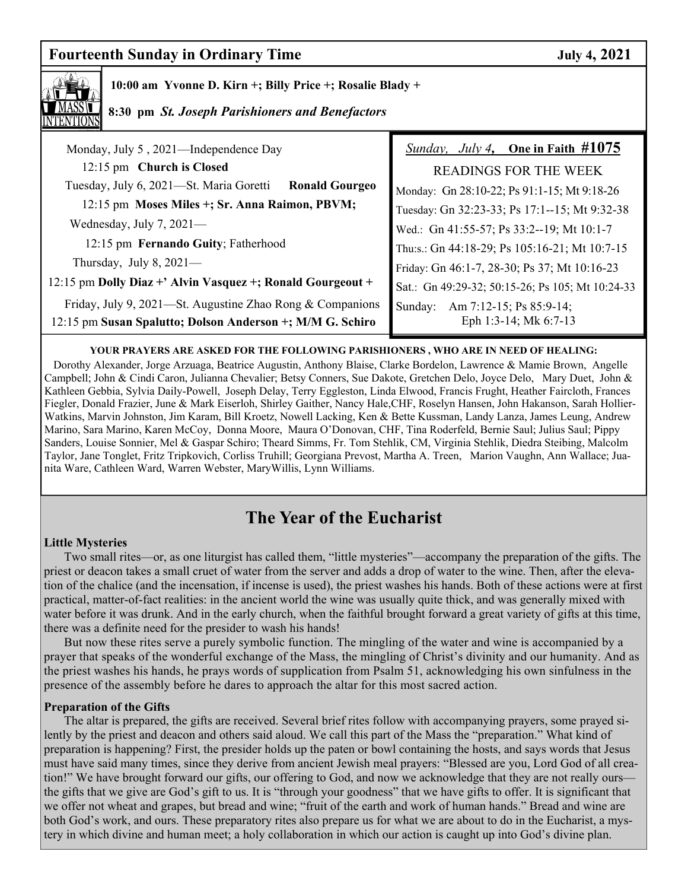## Fourteenth Sunday in Ordinary Time — July 4, 2021

**10:00 am Yvonne D. Kirn +; Billy Price +; Rosalie Blady +**

**8:30 pm** ***St. Joseph Parishioners and Benefactors***

Monday, July 5 , 2021—Independence Day
12:15 pm **Church is Closed**

Tuesday, July 6, 2021—St. Maria Goretti **Ronald Gourgeo**
12:15 pm **Moses Miles +; Sr. Anna Raimon, PBVM;**

Wednesday, July 7, 2021—
12:15 pm **Fernando Guity**; Fatherhood

Thursday, July 8, 2021—
12:15 pm **Dolly Diaz +' Alvin Vasquez +; Ronald Gourgeout +**

Friday, July 9, 2021—St. Augustine Zhao Rong & Companions
12:15 pm **Susan Spalutto; Dolson Anderson +; M/M G. Schiro**

*Sunday, July 4,* **One in Faith #1075**

READINGS FOR THE WEEK

Monday: Gn 28:10-22; Ps 91:1-15; Mt 9:18-26
Tuesday: Gn 32:23-33; Ps 17:1--15; Mt 9:32-38
Wed.: Gn 41:55-57; Ps 33:2--19; Mt 10:1-7
Thu:s.: Gn 44:18-29; Ps 105:16-21; Mt 10:7-15
Friday: Gn 46:1-7, 28-30; Ps 37; Mt 10:16-23
Sat.: Gn 49:29-32; 50:15-26; Ps 105; Mt 10:24-33
Sunday: Am 7:12-15; Ps 85:9-14; Eph 1:3-14; Mk 6:7-13

**YOUR PRAYERS ARE ASKED FOR THE FOLLOWING PARISHIONERS , WHO ARE IN NEED OF HEALING:**

Dorothy Alexander, Jorge Arzuaga, Beatrice Augustin, Anthony Blaise, Clarke Bordelon, Lawrence & Mamie Brown, Angelle Campbell; John & Cindi Caron, Julianna Chevalier; Betsy Conners, Sue Dakote, Gretchen Delo, Joyce Delo, Mary Duet, John & Kathleen Gebbia, Sylvia Daily-Powell, Joseph Delay, Terry Eggleston, Linda Elwood, Francis Frught, Heather Faircloth, Frances Fiegler, Donald Frazier, June & Mark Eiserloh, Shirley Gaither, Nancy Hale,CHF, Roselyn Hansen, John Hakanson, Sarah Hollier-Watkins, Marvin Johnston, Jim Karam, Bill Kroetz, Nowell Lacking, Ken & Bette Kussman, Landy Lanza, James Leung, Andrew Marino, Sara Marino, Karen McCoy, Donna Moore, Maura O'Donovan, CHF, Tina Roderfeld, Bernie Saul; Julius Saul; Pippy Sanders, Louise Sonnier, Mel & Gaspar Schiro; Theard Simms, Fr. Tom Stehlik, CM, Virginia Stehlik, Diedra Steibing, Malcolm Taylor, Jane Tonglet, Fritz Tripkovich, Corliss Truhill; Georgiana Prevost, Martha A. Treen, Marion Vaughn, Ann Wallace; Juanita Ware, Cathleen Ward, Warren Webster, MaryWillis, Lynn Williams.

# The Year of the Eucharist

**Little Mysteries**

Two small rites—or, as one liturgist has called them, "little mysteries"—accompany the preparation of the gifts. The priest or deacon takes a small cruet of water from the server and adds a drop of water to the wine. Then, after the elevation of the chalice (and the incensation, if incense is used), the priest washes his hands. Both of these actions were at first practical, matter-of-fact realities: in the ancient world the wine was usually quite thick, and was generally mixed with water before it was drunk. And in the early church, when the faithful brought forward a great variety of gifts at this time, there was a definite need for the presider to wash his hands!

But now these rites serve a purely symbolic function. The mingling of the water and wine is accompanied by a prayer that speaks of the wonderful exchange of the Mass, the mingling of Christ's divinity and our humanity. And as the priest washes his hands, he prays words of supplication from Psalm 51, acknowledging his own sinfulness in the presence of the assembly before he dares to approach the altar for this most sacred action.

**Preparation of the Gifts**

The altar is prepared, the gifts are received. Several brief rites follow with accompanying prayers, some prayed silently by the priest and deacon and others said aloud. We call this part of the Mass the "preparation." What kind of preparation is happening? First, the presider holds up the paten or bowl containing the hosts, and says words that Jesus must have said many times, since they derive from ancient Jewish meal prayers: "Blessed are you, Lord God of all creation!" We have brought forward our gifts, our offering to God, and now we acknowledge that they are not really ours—the gifts that we give are God's gift to us. It is "through your goodness" that we have gifts to offer. It is significant that we offer not wheat and grapes, but bread and wine; "fruit of the earth and work of human hands." Bread and wine are both God's work, and ours. These preparatory rites also prepare us for what we are about to do in the Eucharist, a mystery in which divine and human meet; a holy collaboration in which our action is caught up into God's divine plan.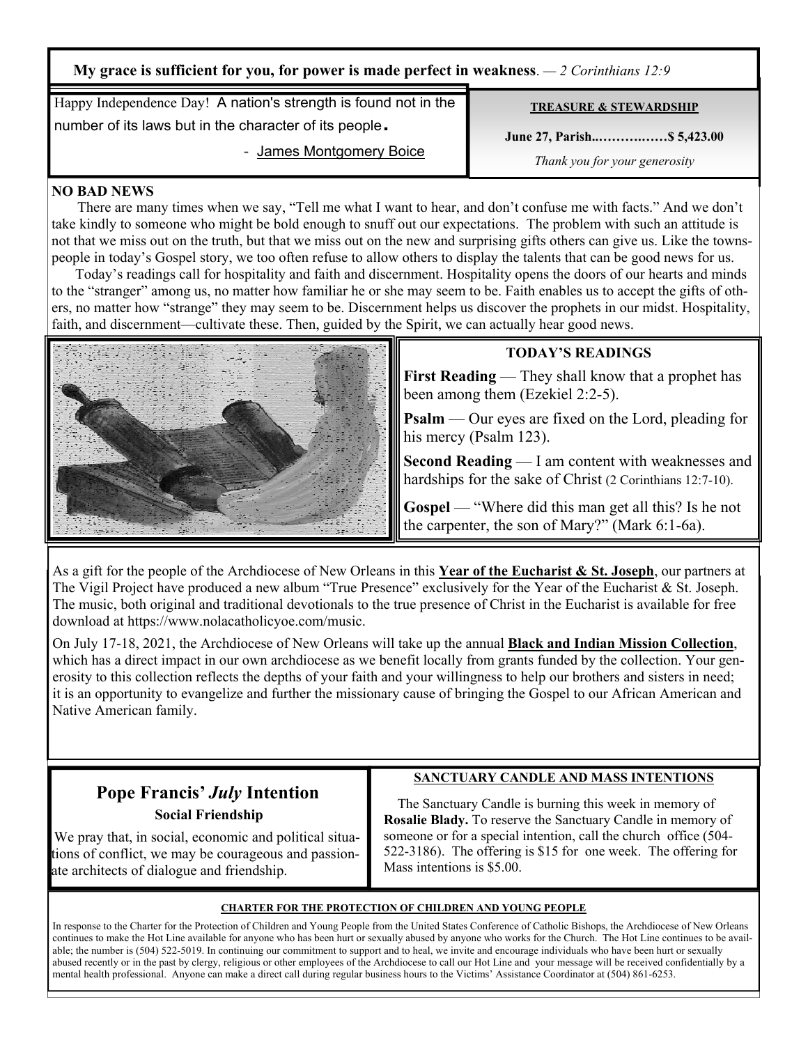**My grace is sufficient for you, for power is made perfect in weakness**. — *2 Corinthians 12:9*

Happy Independence Day! A nation's strength is found not in the number of its laws but in the character of its people**.**

- James Montgomery Boice

**TREASURE & STEWARDSHIP**

**June 27, Parish..……….……$ 5,423.00**

*Thank you for your generosity*

## NO BAD NEWS

There are many times when we say, "Tell me what I want to hear, and don't confuse me with facts." And we don't take kindly to someone who might be bold enough to snuff out our expectations. The problem with such an attitude is not that we miss out on the truth, but that we miss out on the new and surprising gifts others can give us. Like the townspeople in today's Gospel story, we too often refuse to allow others to display the talents that can be good news for us.

Today's readings call for hospitality and faith and discernment. Hospitality opens the doors of our hearts and minds to the "stranger" among us, no matter how familiar he or she may seem to be. Faith enables us to accept the gifts of others, no matter how "strange" they may seem to be. Discernment helps us discover the prophets in our midst. Hospitality, faith, and discernment—cultivate these. Then, guided by the Spirit, we can actually hear good news.

## TODAY'S READINGS

**First Reading** — They shall know that a prophet has been among them (Ezekiel 2:2-5).

**Psalm** — Our eyes are fixed on the Lord, pleading for his mercy (Psalm 123).

**Second Reading** — I am content with weaknesses and hardships for the sake of Christ (2 Corinthians 12:7-10).

**Gospel** — "Where did this man get all this? Is he not the carpenter, the son of Mary?" (Mark 6:1-6a).

As a gift for the people of the Archdiocese of New Orleans in this **Year of the Eucharist & St. Joseph**, our partners at The Vigil Project have produced a new album "True Presence" exclusively for the Year of the Eucharist & St. Joseph. The music, both original and traditional devotionals to the true presence of Christ in the Eucharist is available for free download at https://www.nolacatholicyoe.com/music.

On July 17-18, 2021, the Archdiocese of New Orleans will take up the annual **Black and Indian Mission Collection**, which has a direct impact in our own archdiocese as we benefit locally from grants funded by the collection. Your generosity to this collection reflects the depths of your faith and your willingness to help our brothers and sisters in need; it is an opportunity to evangelize and further the missionary cause of bringing the Gospel to our African American and Native American family.

## Pope Francis' *July* Intention

### Social Friendship

We pray that, in social, economic and political situations of conflict, we may be courageous and passionate architects of dialogue and friendship.

## SANCTUARY CANDLE AND MASS INTENTIONS

The Sanctuary Candle is burning this week in memory of **Rosalie Blady.** To reserve the Sanctuary Candle in memory of someone or for a special intention, call the church office (504-522-3186). The offering is $15 for one week. The offering for Mass intentions is $5.00.

## CHARTER FOR THE PROTECTION OF CHILDREN AND YOUNG PEOPLE

In response to the Charter for the Protection of Children and Young People from the United States Conference of Catholic Bishops, the Archdiocese of New Orleans continues to make the Hot Line available for anyone who has been hurt or sexually abused by anyone who works for the Church. The Hot Line continues to be available; the number is (504) 522-5019. In continuing our commitment to support and to heal, we invite and encourage individuals who have been hurt or sexually abused recently or in the past by clergy, religious or other employees of the Archdiocese to call our Hot Line and your message will be received confidentially by a mental health professional. Anyone can make a direct call during regular business hours to the Victims' Assistance Coordinator at (504) 861-6253.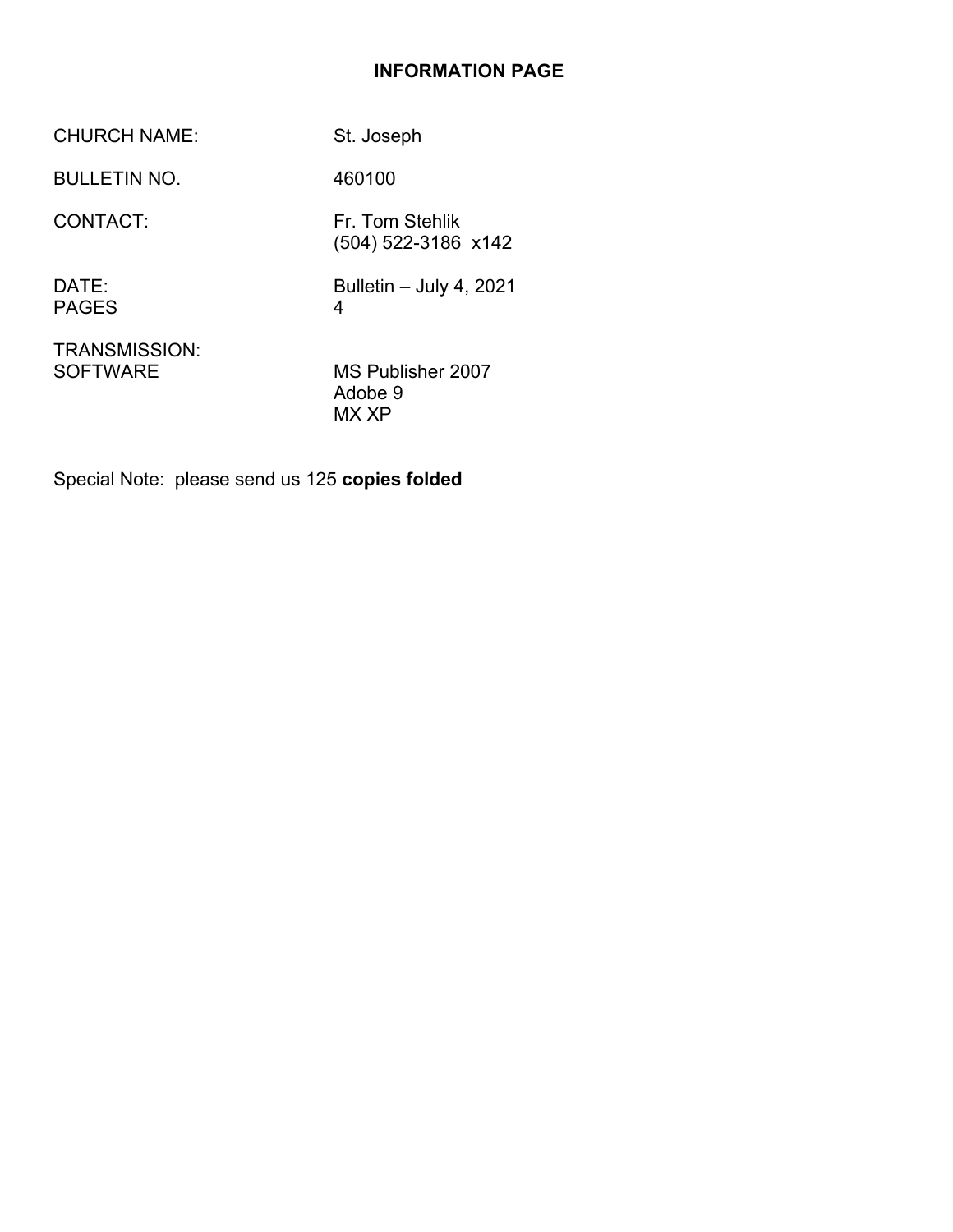# INFORMATION PAGE

| | |
|---|---|
| CHURCH NAME: | St. Joseph |
| BULLETIN NO. | 460100 |
| CONTACT: | Fr. Tom Stehlik<br>(504) 522-3186 x142 |
| DATE: | Bulletin – July 4, 2021 |
| PAGES | 4 |
| TRANSMISSION:<br>SOFTWARE | MS Publisher 2007<br>Adobe 9<br>MX XP |

Special Note: please send us 125 **copies folded**